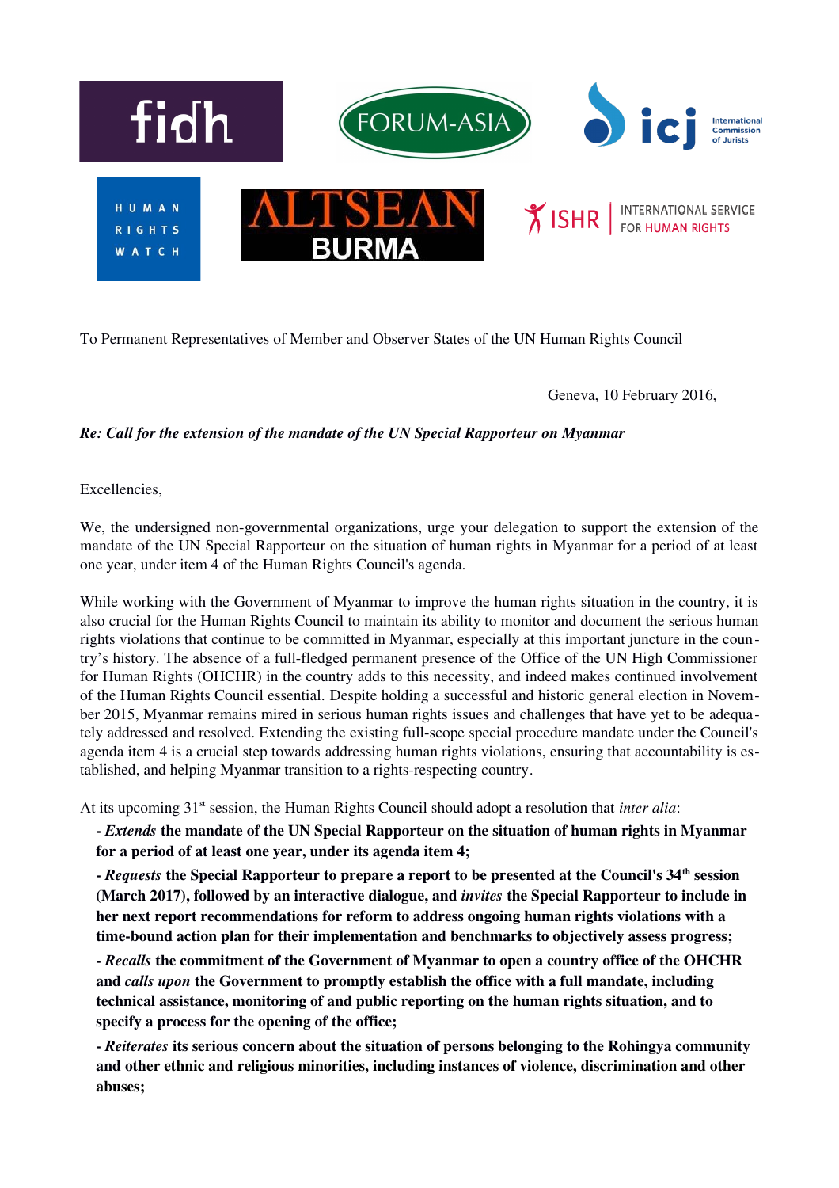To Permanent Representatives of Member and Observer States of the UN Human Rights Council

Geneva, 10 February 2016,

***Re: Call for the extension of the mandate of the UN Special Rapporteur on Myanmar***

Excellencies,

We, the undersigned non-governmental organizations, urge your delegation to support the extension of the mandate of the UN Special Rapporteur on the situation of human rights in Myanmar for a period of at least one year, under item 4 of the Human Rights Council's agenda.

While working with the Government of Myanmar to improve the human rights situation in the country, it is also crucial for the Human Rights Council to maintain its ability to monitor and document the serious human rights violations that continue to be committed in Myanmar, especially at this important juncture in the country's history. The absence of a full-fledged permanent presence of the Office of the UN High Commissioner for Human Rights (OHCHR) in the country adds to this necessity, and indeed makes continued involvement of the Human Rights Council essential. Despite holding a successful and historic general election in November 2015, Myanmar remains mired in serious human rights issues and challenges that have yet to be adequately addressed and resolved. Extending the existing full-scope special procedure mandate under the Council's agenda item 4 is a crucial step towards addressing human rights violations, ensuring that accountability is established, and helping Myanmar transition to a rights-respecting country.

At its upcoming 31st session, the Human Rights Council should adopt a resolution that *inter alia*:

- ***Extends* the mandate of the UN Special Rapporteur on the situation of human rights in Myanmar for a period of at least one year, under its agenda item 4;**
- ***Requests* the Special Rapporteur to prepare a report to be presented at the Council's 34th session (March 2017), followed by an interactive dialogue, and *invites* the Special Rapporteur to include in her next report recommendations for reform to address ongoing human rights violations with a time-bound action plan for their implementation and benchmarks to objectively assess progress;**
- ***Recalls* the commitment of the Government of Myanmar to open a country office of the OHCHR and *calls upon* the Government to promptly establish the office with a full mandate, including technical assistance, monitoring of and public reporting on the human rights situation, and to specify a process for the opening of the office;**
- ***Reiterates* its serious concern about the situation of persons belonging to the Rohingya community and other ethnic and religious minorities, including instances of violence, discrimination and other abuses;**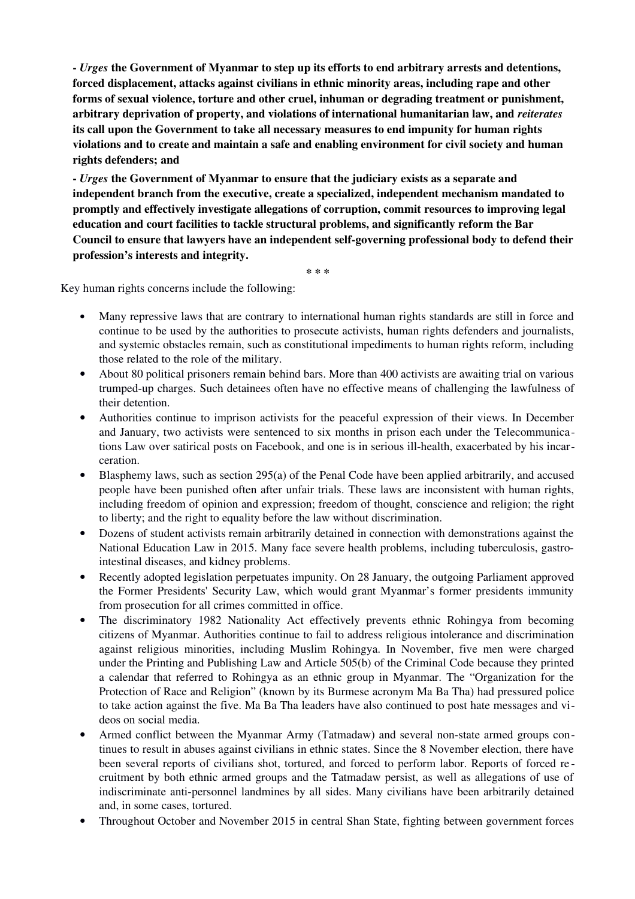**- *Urges* the Government of Myanmar to step up its efforts to end arbitrary arrests and detentions, forced displacement, attacks against civilians in ethnic minority areas, including rape and other forms of sexual violence, torture and other cruel, inhuman or degrading treatment or punishment, arbitrary deprivation of property, and violations of international humanitarian law, and *reiterates* its call upon the Government to take all necessary measures to end impunity for human rights violations and to create and maintain a safe and enabling environment for civil society and human rights defenders; and**

**- *Urges* the Government of Myanmar to ensure that the judiciary exists as a separate and independent branch from the executive, create a specialized, independent mechanism mandated to promptly and effectively investigate allegations of corruption, commit resources to improving legal education and court facilities to tackle structural problems, and significantly reform the Bar Council to ensure that lawyers have an independent self-governing professional body to defend their profession's interests and integrity.**

\* \* \*

Key human rights concerns include the following:

- Many repressive laws that are contrary to international human rights standards are still in force and continue to be used by the authorities to prosecute activists, human rights defenders and journalists, and systemic obstacles remain, such as constitutional impediments to human rights reform, including those related to the role of the military.
- About 80 political prisoners remain behind bars. More than 400 activists are awaiting trial on various trumped-up charges. Such detainees often have no effective means of challenging the lawfulness of their detention.
- Authorities continue to imprison activists for the peaceful expression of their views. In December and January, two activists were sentenced to six months in prison each under the Telecommunications Law over satirical posts on Facebook, and one is in serious ill-health, exacerbated by his incarceration.
- Blasphemy laws, such as section 295(a) of the Penal Code have been applied arbitrarily, and accused people have been punished often after unfair trials. These laws are inconsistent with human rights, including freedom of opinion and expression; freedom of thought, conscience and religion; the right to liberty; and the right to equality before the law without discrimination.
- Dozens of student activists remain arbitrarily detained in connection with demonstrations against the National Education Law in 2015. Many face severe health problems, including tuberculosis, gastrointestinal diseases, and kidney problems.
- Recently adopted legislation perpetuates impunity. On 28 January, the outgoing Parliament approved the Former Presidents' Security Law, which would grant Myanmar's former presidents immunity from prosecution for all crimes committed in office.
- The discriminatory 1982 Nationality Act effectively prevents ethnic Rohingya from becoming citizens of Myanmar. Authorities continue to fail to address religious intolerance and discrimination against religious minorities, including Muslim Rohingya. In November, five men were charged under the Printing and Publishing Law and Article 505(b) of the Criminal Code because they printed a calendar that referred to Rohingya as an ethnic group in Myanmar. The "Organization for the Protection of Race and Religion" (known by its Burmese acronym Ma Ba Tha) had pressured police to take action against the five. Ma Ba Tha leaders have also continued to post hate messages and videos on social media.
- Armed conflict between the Myanmar Army (Tatmadaw) and several non-state armed groups continues to result in abuses against civilians in ethnic states. Since the 8 November election, there have been several reports of civilians shot, tortured, and forced to perform labor. Reports of forced recruitment by both ethnic armed groups and the Tatmadaw persist, as well as allegations of use of indiscriminate anti-personnel landmines by all sides. Many civilians have been arbitrarily detained and, in some cases, tortured.
- Throughout October and November 2015 in central Shan State, fighting between government forces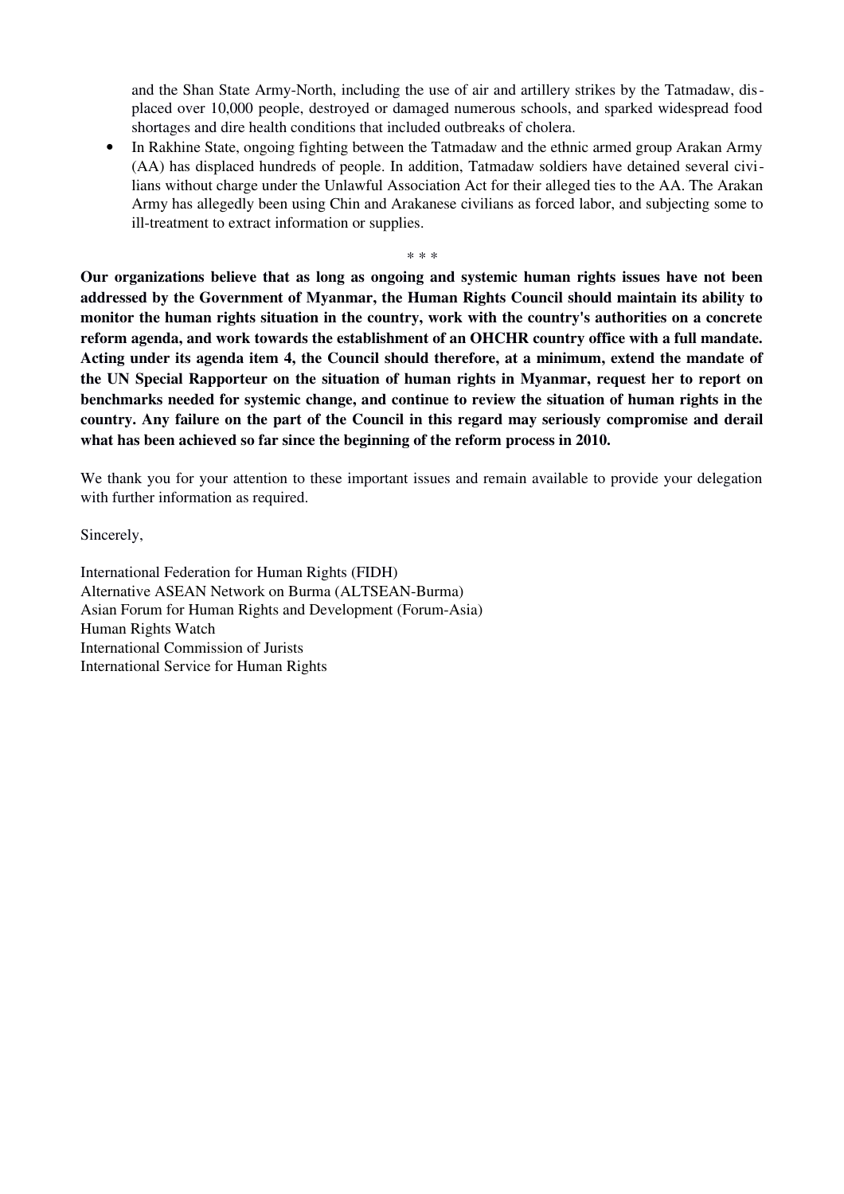and the Shan State Army-North, including the use of air and artillery strikes by the Tatmadaw, displaced over 10,000 people, destroyed or damaged numerous schools, and sparked widespread food shortages and dire health conditions that included outbreaks of cholera.

- In Rakhine State, ongoing fighting between the Tatmadaw and the ethnic armed group Arakan Army (AA) has displaced hundreds of people. In addition, Tatmadaw soldiers have detained several civilians without charge under the Unlawful Association Act for their alleged ties to the AA. The Arakan Army has allegedly been using Chin and Arakanese civilians as forced labor, and subjecting some to ill-treatment to extract information or supplies.

\* \* \*

**Our organizations believe that as long as ongoing and systemic human rights issues have not been addressed by the Government of Myanmar, the Human Rights Council should maintain its ability to monitor the human rights situation in the country, work with the country's authorities on a concrete reform agenda, and work towards the establishment of an OHCHR country office with a full mandate. Acting under its agenda item 4, the Council should therefore, at a minimum, extend the mandate of the UN Special Rapporteur on the situation of human rights in Myanmar, request her to report on benchmarks needed for systemic change, and continue to review the situation of human rights in the country. Any failure on the part of the Council in this regard may seriously compromise and derail what has been achieved so far since the beginning of the reform process in 2010.**

We thank you for your attention to these important issues and remain available to provide your delegation with further information as required.

Sincerely,

International Federation for Human Rights (FIDH)
Alternative ASEAN Network on Burma (ALTSEAN-Burma)
Asian Forum for Human Rights and Development (Forum-Asia)
Human Rights Watch
International Commission of Jurists
International Service for Human Rights